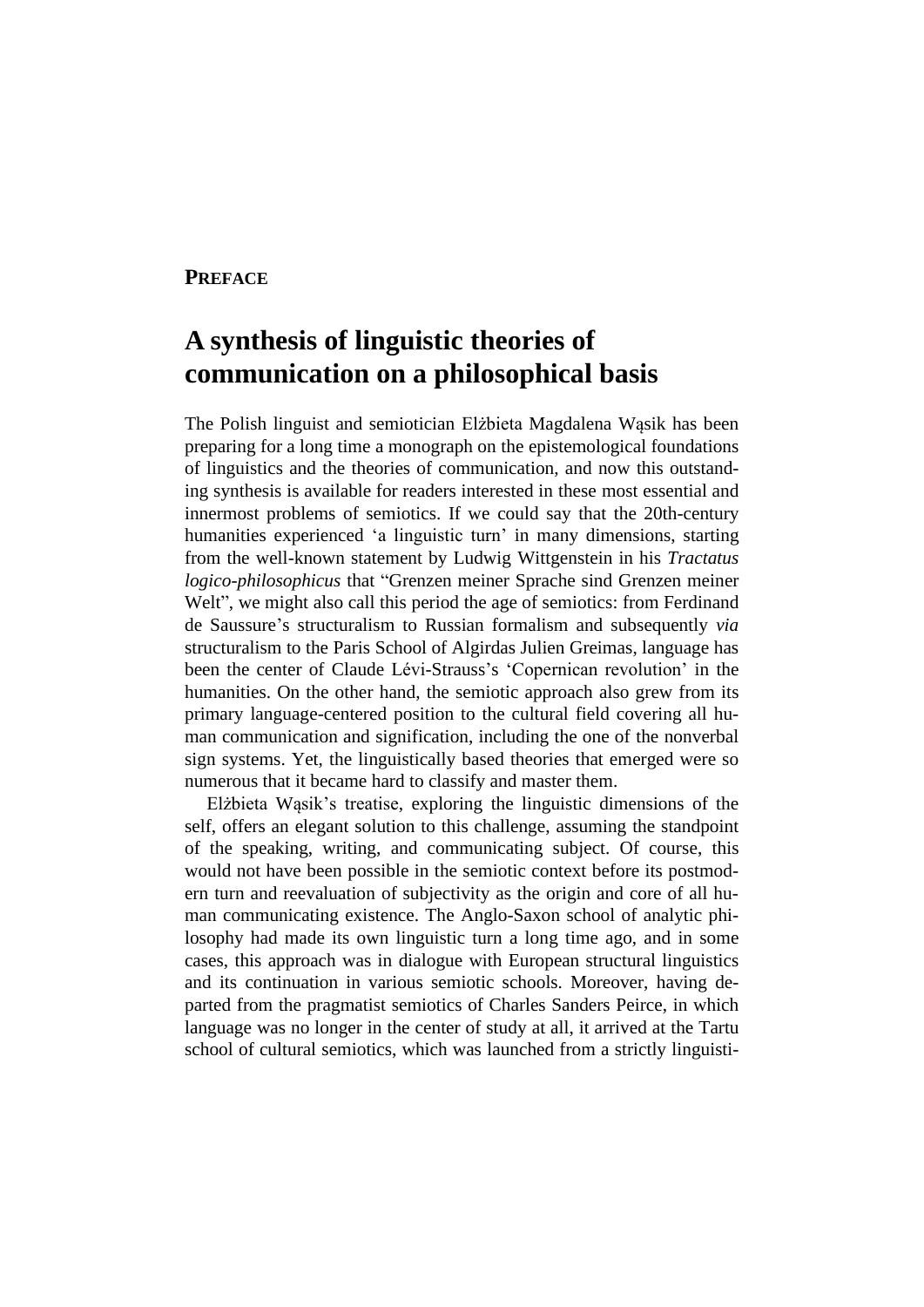**PREFACE**

# A synthesis of linguistic theories of communication on a philosophical basis

The Polish linguist and semiotician Elżbieta Magdalena Wąsik has been preparing for a long time a monograph on the epistemological foundations of linguistics and the theories of communication, and now this outstanding synthesis is available for readers interested in these most essential and innermost problems of semiotics. If we could say that the 20th-century humanities experienced 'a linguistic turn' in many dimensions, starting from the well-known statement by Ludwig Wittgenstein in his *Tractatus logico-philosophicus* that "Grenzen meiner Sprache sind Grenzen meiner Welt", we might also call this period the age of semiotics: from Ferdinand de Saussure's structuralism to Russian formalism and subsequently *via* structuralism to the Paris School of Algirdas Julien Greimas, language has been the center of Claude Lévi-Strauss's 'Copernican revolution' in the humanities. On the other hand, the semiotic approach also grew from its primary language-centered position to the cultural field covering all human communication and signification, including the one of the nonverbal sign systems. Yet, the linguistically based theories that emerged were so numerous that it became hard to classify and master them.

Elżbieta Wąsik's treatise, exploring the linguistic dimensions of the self, offers an elegant solution to this challenge, assuming the standpoint of the speaking, writing, and communicating subject. Of course, this would not have been possible in the semiotic context before its postmodern turn and reevaluation of subjectivity as the origin and core of all human communicating existence. The Anglo-Saxon school of analytic philosophy had made its own linguistic turn a long time ago, and in some cases, this approach was in dialogue with European structural linguistics and its continuation in various semiotic schools. Moreover, having departed from the pragmatist semiotics of Charles Sanders Peirce, in which language was no longer in the center of study at all, it arrived at the Tartu school of cultural semiotics, which was launched from a strictly linguisti-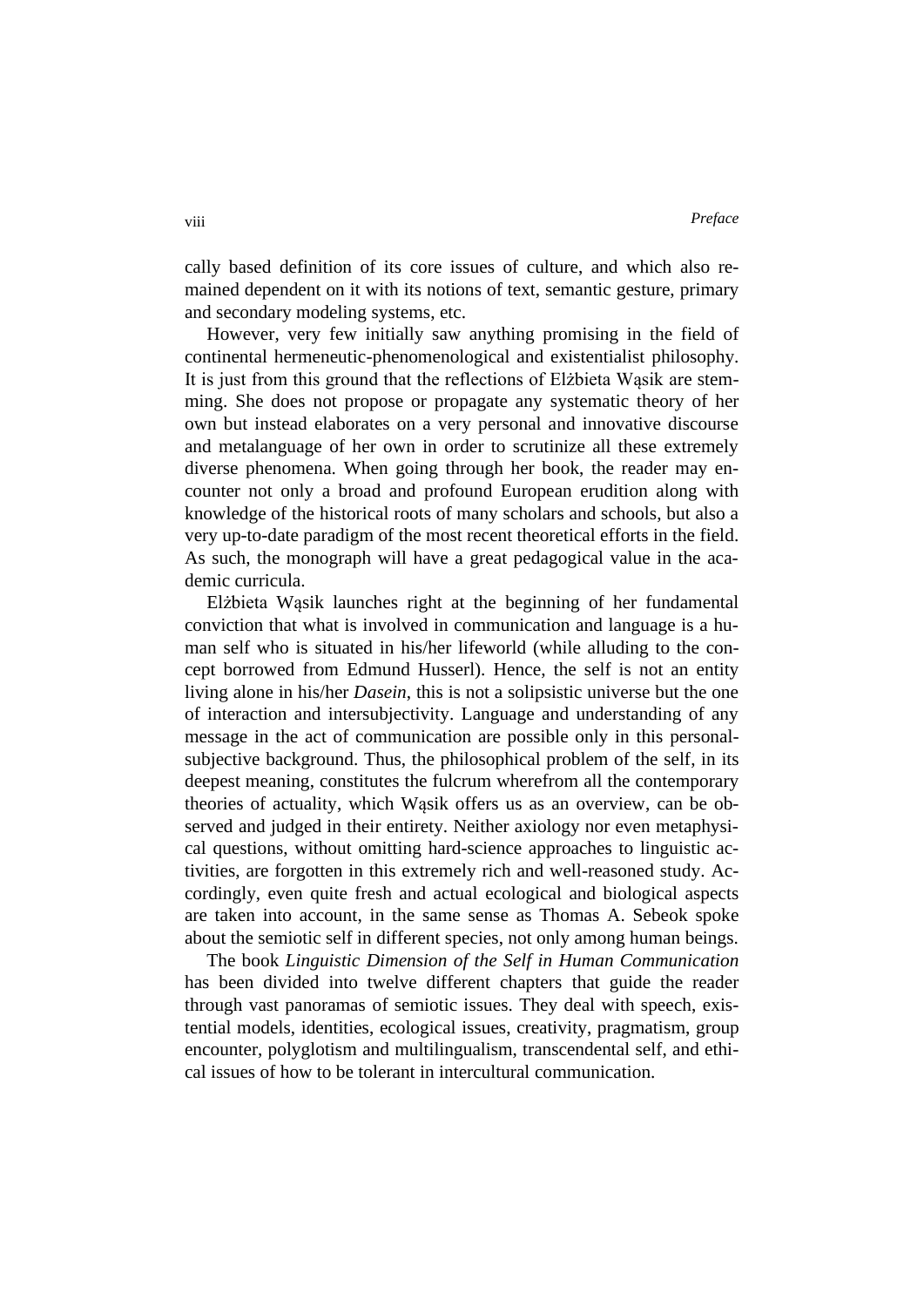cally based definition of its core issues of culture, and which also remained dependent on it with its notions of text, semantic gesture, primary and secondary modeling systems, etc.

However, very few initially saw anything promising in the field of continental hermeneutic-phenomenological and existentialist philosophy. It is just from this ground that the reflections of Elżbieta Wąsik are stemming. She does not propose or propagate any systematic theory of her own but instead elaborates on a very personal and innovative discourse and metalanguage of her own in order to scrutinize all these extremely diverse phenomena. When going through her book, the reader may encounter not only a broad and profound European erudition along with knowledge of the historical roots of many scholars and schools, but also a very up-to-date paradigm of the most recent theoretical efforts in the field. As such, the monograph will have a great pedagogical value in the academic curricula.

Elżbieta Wąsik launches right at the beginning of her fundamental conviction that what is involved in communication and language is a human self who is situated in his/her lifeworld (while alluding to the concept borrowed from Edmund Husserl). Hence, the self is not an entity living alone in his/her *Dasein*, this is not a solipsistic universe but the one of interaction and intersubjectivity. Language and understanding of any message in the act of communication are possible only in this personal-subjective background. Thus, the philosophical problem of the self, in its deepest meaning, constitutes the fulcrum wherefrom all the contemporary theories of actuality, which Wąsik offers us as an overview, can be observed and judged in their entirety. Neither axiology nor even metaphysical questions, without omitting hard-science approaches to linguistic activities, are forgotten in this extremely rich and well-reasoned study. Accordingly, even quite fresh and actual ecological and biological aspects are taken into account, in the same sense as Thomas A. Sebeok spoke about the semiotic self in different species, not only among human beings.

The book *Linguistic Dimension of the Self in Human Communication* has been divided into twelve different chapters that guide the reader through vast panoramas of semiotic issues. They deal with speech, existential models, identities, ecological issues, creativity, pragmatism, group encounter, polyglotism and multilingualism, transcendental self, and ethical issues of how to be tolerant in intercultural communication.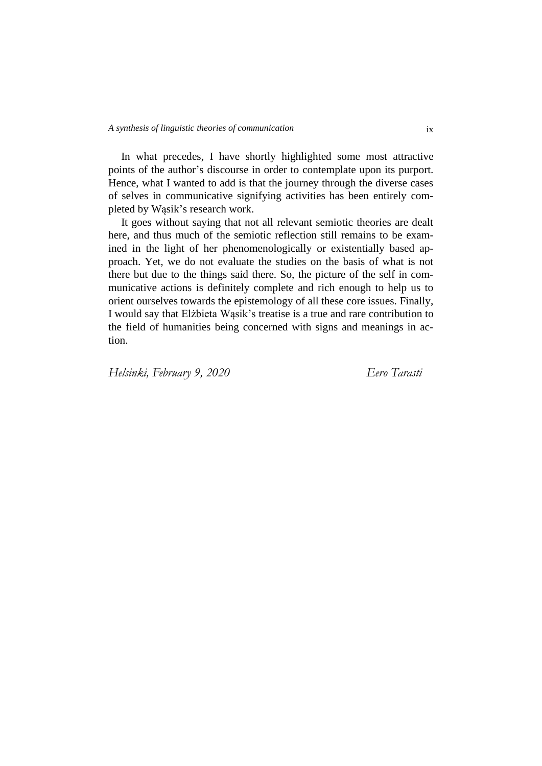In what precedes, I have shortly highlighted some most attractive points of the author's discourse in order to contemplate upon its purport. Hence, what I wanted to add is that the journey through the diverse cases of selves in communicative signifying activities has been entirely completed by Wąsik's research work.

It goes without saying that not all relevant semiotic theories are dealt here, and thus much of the semiotic reflection still remains to be examined in the light of her phenomenologically or existentially based approach. Yet, we do not evaluate the studies on the basis of what is not there but due to the things said there. So, the picture of the self in communicative actions is definitely complete and rich enough to help us to orient ourselves towards the epistemology of all these core issues. Finally, I would say that Elżbieta Wąsik's treatise is a true and rare contribution to the field of humanities being concerned with signs and meanings in action.

*Helsinki, February 9, 2020* *Eero Tarasti*